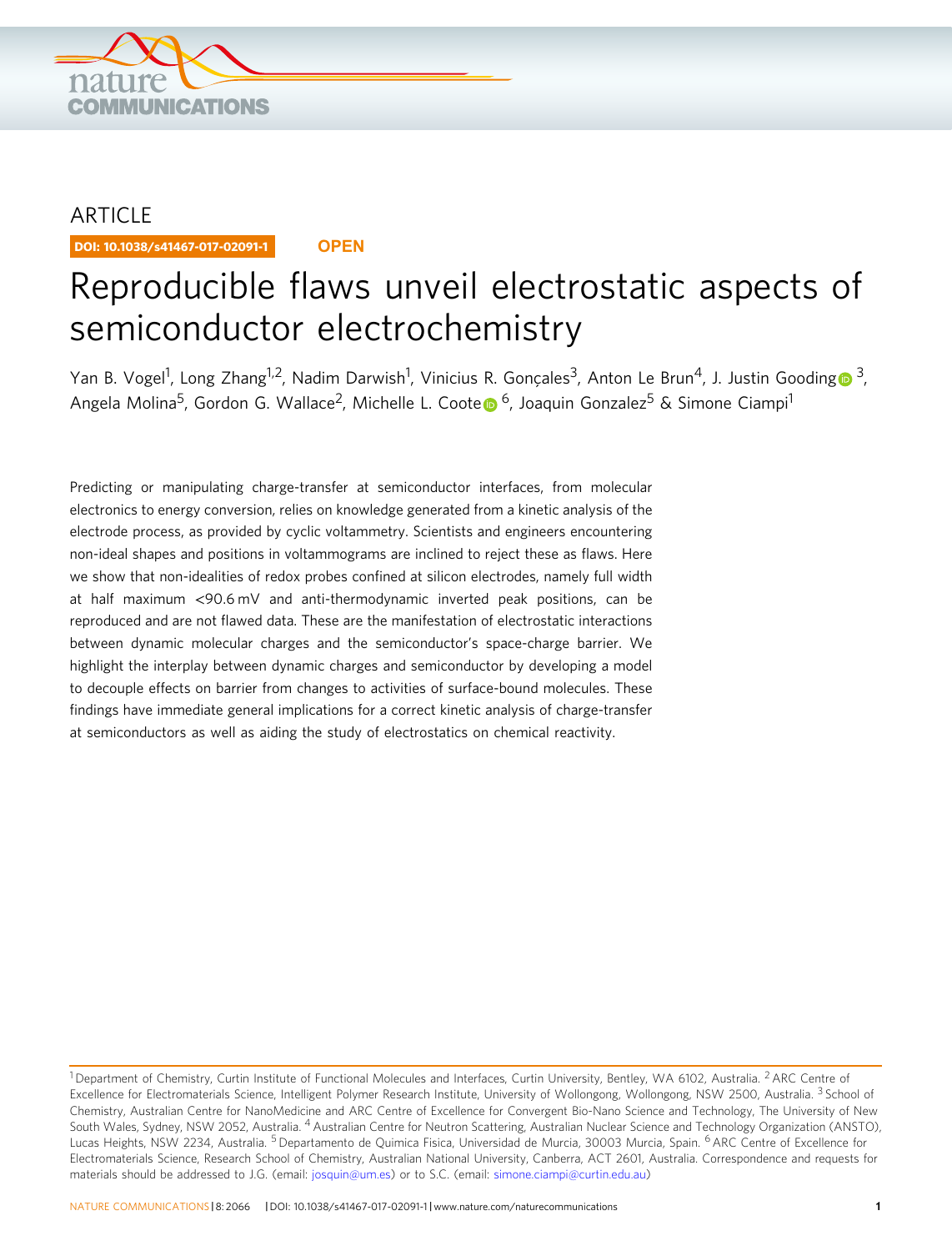ARTICLE

DOI: 10.1038/s41467-017-02091-1 **OPEN**

# Reproducible flaws unveil electrostatic aspects of semiconductor electrochemistry

Yan B. Vogel[1], Long Zhang[1,2], Nadim Darwish[1], Vinicius R. Gonçales[3], Anton Le Brun[4], J. Justin Gooding[3], Angela Molina[5], Gordon G. Wallace[2], Michelle L. Coote[6], Joaquin Gonzalez[5] & Simone Ciampi[1]

Predicting or manipulating charge-transfer at semiconductor interfaces, from molecular electronics to energy conversion, relies on knowledge generated from a kinetic analysis of the electrode process, as provided by cyclic voltammetry. Scientists and engineers encountering non-ideal shapes and positions in voltammograms are inclined to reject these as flaws. Here we show that non-idealities of redox probes confined at silicon electrodes, namely full width at half maximum <90.6 mV and anti-thermodynamic inverted peak positions, can be reproduced and are not flawed data. These are the manifestation of electrostatic interactions between dynamic molecular charges and the semiconductor's space-charge barrier. We highlight the interplay between dynamic charges and semiconductor by developing a model to decouple effects on barrier from changes to activities of surface-bound molecules. These findings have immediate general implications for a correct kinetic analysis of charge-transfer at semiconductors as well as aiding the study of electrostatics on chemical reactivity.

---

[1] Department of Chemistry, Curtin Institute of Functional Molecules and Interfaces, Curtin University, Bentley, WA 6102, Australia. [2] ARC Centre of Excellence for Electromaterials Science, Intelligent Polymer Research Institute, University of Wollongong, Wollongong, NSW 2500, Australia. [3] School of Chemistry, Australian Centre for NanoMedicine and ARC Centre of Excellence for Convergent Bio-Nano Science and Technology, The University of New South Wales, Sydney, NSW 2052, Australia. [4] Australian Centre for Neutron Scattering, Australian Nuclear Science and Technology Organization (ANSTO), Lucas Heights, NSW 2234, Australia. [5] Departamento de Quimica Fisica, Universidad de Murcia, 30003 Murcia, Spain. [6] ARC Centre of Excellence for Electromaterials Science, Research School of Chemistry, Australian National University, Canberra, ACT 2601, Australia. Correspondence and requests for materials should be addressed to J.G. (email: josquin@um.es) or to S.C. (email: simone.ciampi@curtin.edu.au)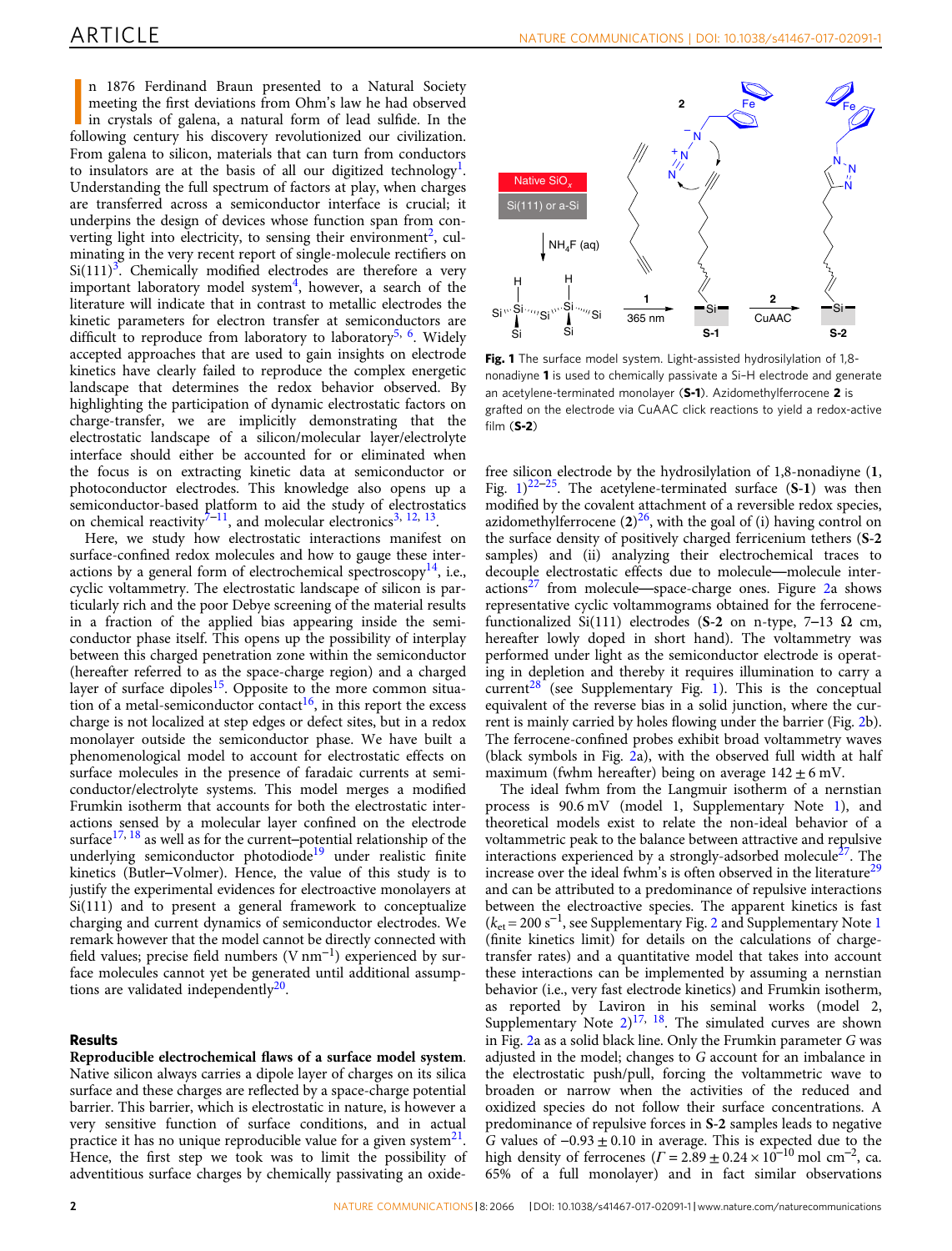In 1876 Ferdinand Braun presented to a Natural Society meeting the first deviations from Ohm's law he had observed in crystals of galena, a natural form of lead sulfide. In the following century his discovery revolutionized our civilization. From galena to silicon, materials that can turn from conductors to insulators are at the basis of all our digitized technology[1]. Understanding the full spectrum of factors at play, when charges are transferred across a semiconductor interface is crucial; it underpins the design of devices whose function span from converting light into electricity, to sensing their environment[2], culminating in the very recent report of single-molecule rectifiers on Si(111)[3]. Chemically modified electrodes are therefore a very important laboratory model system[4], however, a search of the literature will indicate that in contrast to metallic electrodes the kinetic parameters for electron transfer at semiconductors are difficult to reproduce from laboratory to laboratory[5, 6]. Widely accepted approaches that are used to gain insights on electrode kinetics have clearly failed to reproduce the complex energetic landscape that determines the redox behavior observed. By highlighting the participation of dynamic electrostatic factors on charge-transfer, we are implicitly demonstrating that the electrostatic landscape of a silicon/molecular layer/electrolyte interface should either be accounted for or eliminated when the focus is on extracting kinetic data at semiconductor or photoconductor electrodes. This knowledge also opens up a semiconductor-based platform to aid the study of electrostatics on chemical reactivity[7–11], and molecular electronics[3, 12, 13].

Here, we study how electrostatic interactions manifest on surface-confined redox molecules and how to gauge these interactions by a general form of electrochemical spectroscopy[14], i.e., cyclic voltammetry. The electrostatic landscape of silicon is particularly rich and the poor Debye screening of the material results in a fraction of the applied bias appearing inside the semiconductor phase itself. This opens up the possibility of interplay between this charged penetration zone within the semiconductor (hereafter referred to as the space-charge region) and a charged layer of surface dipoles[15]. Opposite to the more common situation of a metal-semiconductor contact[16], in this report the excess charge is not localized at step edges or defect sites, but in a redox monolayer outside the semiconductor phase. We have built a phenomenological model to account for electrostatic effects on surface molecules in the presence of faradaic currents at semiconductor/electrolyte systems. This model merges a modified Frumkin isotherm that accounts for both the electrostatic interactions sensed by a molecular layer confined on the electrode surface[17, 18] as well as for the current–potential relationship of the underlying semiconductor photodiode[19] under realistic finite kinetics (Butler–Volmer). Hence, the value of this study is to justify the experimental evidences for electroactive monolayers at Si(111) and to present a general framework to conceptualize charging and current dynamics of semiconductor electrodes. We remark however that the model cannot be directly connected with field values; precise field numbers (V $nm^{-1}$) experienced by surface molecules cannot yet be generated until additional assumptions are validated independently[20].

## Results

**Reproducible electrochemical flaws of a surface model system.** Native silicon always carries a dipole layer of charges on its silica surface and these charges are reflected by a space-charge potential barrier. This barrier, which is electrostatic in nature, is however a very sensitive function of surface conditions, and in actual practice it has no unique reproducible value for a given system[21]. Hence, the first step we took was to limit the possibility of adventitious surface charges by chemically passivating an oxide-free silicon electrode by the hydrosilylation of 1,8-nonadiyne (**1**, Fig. 1)[22–25]. The acetylene-terminated surface (**S-1**) was then modified by the covalent attachment of a reversible redox species, azidomethylferrocene (**2**)[26], with the goal of (i) having control on the surface density of positively charged ferricenium tethers (**S-2** samples) and (ii) analyzing their electrochemical traces to decouple electrostatic effects due to molecule—molecule interactions[27] from molecule—space-charge ones. Figure 2a shows representative cyclic voltammograms obtained for the ferrocene-functionalized Si(111) electrodes (**S-2** on n-type, 7–13 Ω cm, hereafter lowly doped in short hand). The voltammetry was performed under light as the semiconductor electrode is operating in depletion and thereby it requires illumination to carry a current[28] (see Supplementary Fig. 1). This is the conceptual equivalent of the reverse bias in a solid junction, where the current is mainly carried by holes flowing under the barrier (Fig. 2b). The ferrocene-confined probes exhibit broad voltammetry waves (black symbols in Fig. 2a), with the observed full width at half maximum (fwhm hereafter) being on average 142 ± 6 mV.

**Fig. 1** The surface model system. Light-assisted hydrosilylation of 1,8-nonadiyne **1** is used to chemically passivate a Si–H electrode and generate an acetylene-terminated monolayer (**S-1**). Azidomethylferrocene **2** is grafted on the electrode via CuAAC click reactions to yield a redox-active film (**S-2**)

The ideal fwhm from the Langmuir isotherm of a nernstian process is 90.6 mV (model 1, Supplementary Note 1), and theoretical models exist to relate the non-ideal behavior of a voltammetric peak to the balance between attractive and repulsive interactions experienced by a strongly-adsorbed molecule[27]. The increase over the ideal fwhm's is often observed in the literature[29] and can be attributed to a predominance of repulsive interactions between the electroactive species. The apparent kinetics is fast ($k_{et} = 200\ s^{-1}$, see Supplementary Fig. 2 and Supplementary Note 1 (finite kinetics limit) for details on the calculations of charge-transfer rates) and a quantitative model that takes into account these interactions can be implemented by assuming a nernstian behavior (i.e., very fast electrode kinetics) and Frumkin isotherm, as reported by Laviron in his seminal works (model 2, Supplementary Note 2)[17, 18]. The simulated curves are shown in Fig. 2a as a solid black line. Only the Frumkin parameter $G$ was adjusted in the model; changes to $G$ account for an imbalance in the electrostatic push/pull, forcing the voltammetric wave to broaden or narrow when the activities of the reduced and oxidized species do not follow their surface concentrations. A predominance of repulsive forces in **S-2** samples leads to negative $G$ values of −0.93 ± 0.10 in average. This is expected due to the high density of ferrocenes ($\Gamma = 2.89 \pm 0.24 \times 10^{-10}$ mol $cm^{-2}$, ca. 65% of a full monolayer) and in fact similar observations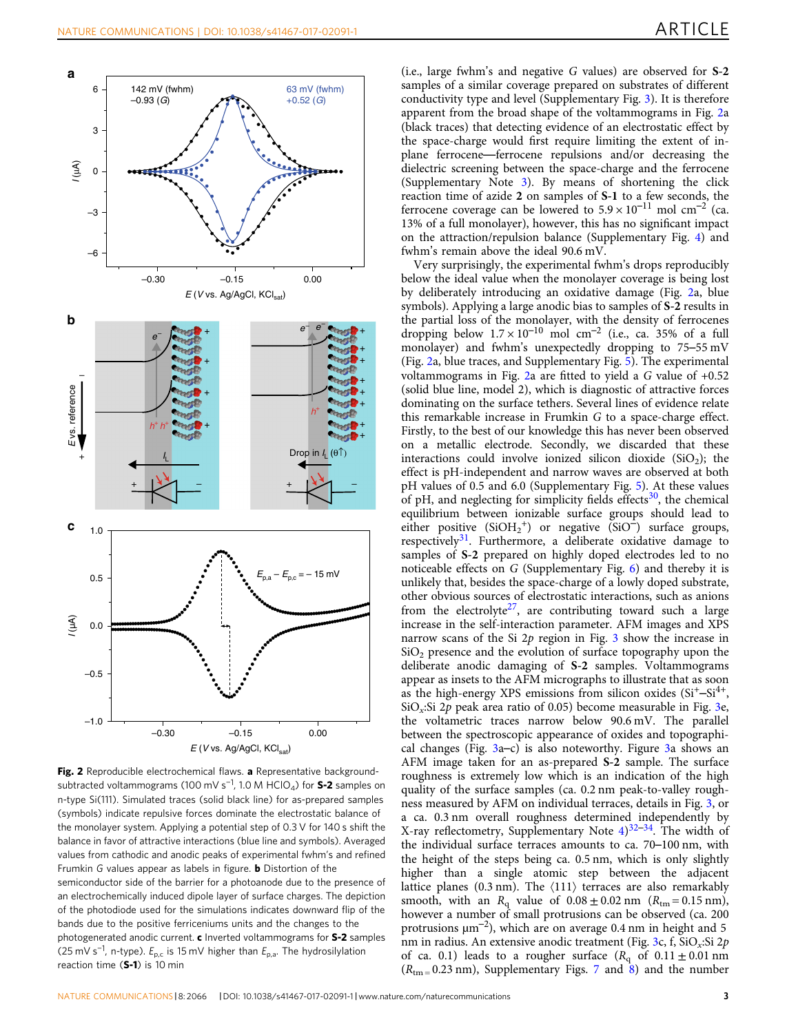**Fig. 2** Reproducible electrochemical flaws. **a** Representative background-subtracted voltammograms (100 mV $s^{-1}$, 1.0 M $HClO_4$) for **S-2** samples on n-type Si(111). Simulated traces (solid black line) for as-prepared samples (symbols) indicate repulsive forces dominate the electrostatic balance of the monolayer system. Applying a potential step of 0.3 V for 140 s shift the balance in favor of attractive interactions (blue line and symbols). Averaged values from cathodic and anodic peaks of experimental fwhm's and refined Frumkin G values appear as labels in figure. **b** Distortion of the semiconductor side of the barrier for a photoanode due to the presence of an electrochemically induced dipole layer of surface charges. The depiction of the photodiode used for the simulations indicates downward flip of the bands due to the positive ferriceniums units and the changes to the photogenerated anodic current. **c** Inverted voltammograms for **S-2** samples (25 mV $s^{-1}$, n-type). $E_{p,c}$ is 15 mV higher than $E_{p,a}$. The hydrosilylation reaction time (**S-1**) is 10 min

(i.e., large fwhm's and negative G values) are observed for **S-2** samples of a similar coverage prepared on substrates of different conductivity type and level (Supplementary Fig. 3). It is therefore apparent from the broad shape of the voltammograms in Fig. 2a (black traces) that detecting evidence of an electrostatic effect by the space-charge would first require limiting the extent of in-plane ferrocene—ferrocene repulsions and/or decreasing the dielectric screening between the space-charge and the ferrocene (Supplementary Note 3). By means of shortening the click reaction time of azide **2** on samples of **S-1** to a few seconds, the ferrocene coverage can be lowered to $5.9 \times 10^{-11}$ mol $cm^{-2}$ (ca. 13% of a full monolayer), however, this has no significant impact on the attraction/repulsion balance (Supplementary Fig. 4) and fwhm's remain above the ideal 90.6 mV.

Very surprisingly, the experimental fwhm's drops reproducibly below the ideal value when the monolayer coverage is being lost by deliberately introducing an oxidative damage (Fig. 2a, blue symbols). Applying a large anodic bias to samples of **S-2** results in the partial loss of the monolayer, with the density of ferrocenes dropping below $1.7 \times 10^{-10}$ mol $cm^{-2}$ (i.e., ca. 35% of a full monolayer) and fwhm's unexpectedly dropping to 75–55 mV (Fig. 2a, blue traces, and Supplementary Fig. 5). The experimental voltammograms in Fig. 2a are fitted to yield a G value of +0.52 (solid blue line, model 2), which is diagnostic of attractive forces dominating on the surface tethers. Several lines of evidence relate this remarkable increase in Frumkin G to a space-charge effect. Firstly, to the best of our knowledge this has never been observed on a metallic electrode. Secondly, we discarded that these interactions could involve ionized silicon dioxide ($SiO_2$); the effect is pH-independent and narrow waves are observed at both pH values of 0.5 and 6.0 (Supplementary Fig. 5). At these values of pH, and neglecting for simplicity fields effects[30], the chemical equilibrium between ionizable surface groups should lead to either positive ($SiOH_2^+$) or negative ($SiO^-$) surface groups, respectively[31]. Furthermore, a deliberate oxidative damage to samples of **S-2** prepared on highly doped electrodes led to no noticeable effects on G (Supplementary Fig. 6) and thereby it is unlikely that, besides the space-charge of a lowly doped substrate, other obvious sources of electrostatic interactions, such as anions from the electrolyte[27], are contributing toward such a large increase in the self-interaction parameter. AFM images and XPS narrow scans of the Si 2*p* region in Fig. 3 show the increase in $SiO_2$ presence and the evolution of surface topography upon the deliberate anodic damaging of **S-2** samples. Voltammograms appear as insets to the AFM micrographs to illustrate that as soon as the high-energy XPS emissions from silicon oxides ($Si^+$–$Si^{4+}$, $SiO_x$:Si 2*p* peak area ratio of 0.05) become measurable in Fig. 3e, the voltametric traces narrow below 90.6 mV. The parallel between the spectroscopic appearance of oxides and topographical changes (Fig. 3a–c) is also noteworthy. Figure 3a shows an AFM image taken for an as-prepared **S-2** sample. The surface roughness is extremely low which is an indication of the high quality of the surface samples (ca. 0.2 nm peak-to-valley roughness measured by AFM on individual terraces, details in Fig. 3, or a ca. 0.3 nm overall roughness determined independently by X-ray reflectometry, Supplementary Note 4)[32–34]. The width of the individual surface terraces amounts to ca. 70–100 nm, with the height of the steps being ca. 0.5 nm, which is only slightly higher than a single atomic step between the adjacent lattice planes (0.3 nm). The ⟨111⟩ terraces are also remarkably smooth, with an $R_q$ value of $0.08 \pm 0.02$ nm ($R_{tm} = 0.15$ nm), however a number of small protrusions can be observed (ca. 200 protrusions $\mu m^{-2}$), which are on average 0.4 nm in height and 5 nm in radius. An extensive anodic treatment (Fig. 3c, f, $SiO_x$:Si 2*p* of ca. 0.1) leads to a rougher surface ($R_q$ of $0.11 \pm 0.01$ nm ($R_{tm} = 0.23$ nm), Supplementary Figs. 7 and 8) and the number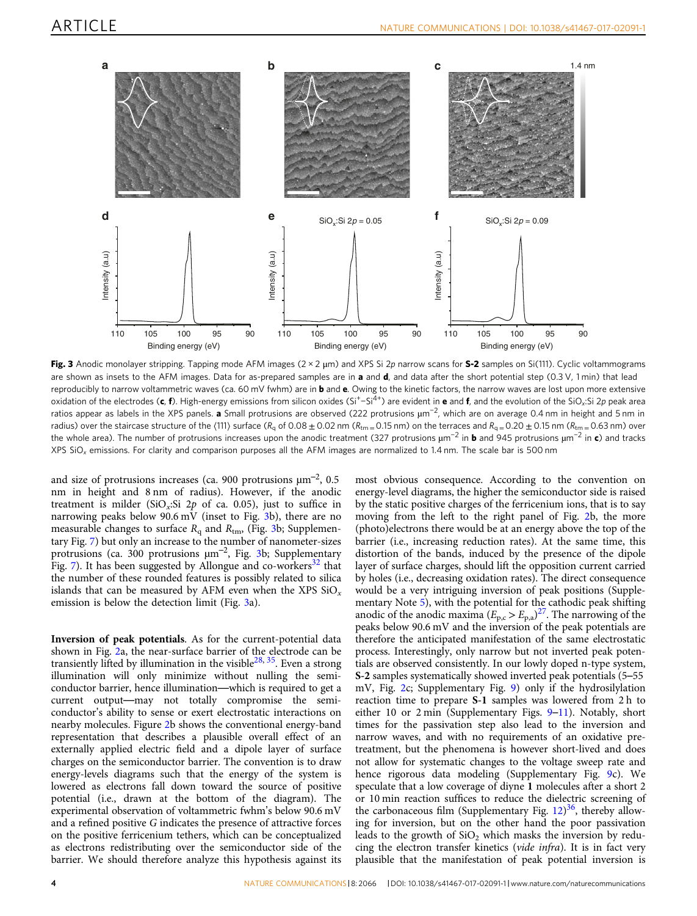**Fig. 3** Anodic monolayer stripping. Tapping mode AFM images (2 × 2 μm) and XPS Si 2*p* narrow scans for **S-2** samples on Si(111). Cyclic voltammograms are shown as insets to the AFM images. Data for as-prepared samples are in **a** and **d**, and data after the short potential step (0.3 V, 1 min) that lead reproducibly to narrow voltammetric waves (ca. 60 mV fwhm) are in **b** and **e**. Owing to the kinetic factors, the narrow waves are lost upon more extensive oxidation of the electrodes (**c**, **f**). High-energy emissions from silicon oxides ($Si^{+}$–$Si^{4+}$) are evident in **e** and **f**, and the evolution of the $SiO_x$:Si 2*p* peak area ratios appear as labels in the XPS panels. **a** Small protrusions are observed (222 protrusions μm$^{-2}$, which are on average 0.4 nm in height and 5 nm in radius) over the staircase structure of the ⟨111⟩ surface ($R_q$ of 0.08 ± 0.02 nm ($R_{tm}$ = 0.15 nm) on the terraces and $R_q$ = 0.20 ± 0.15 nm ($R_{tm}$ = 0.63 nm) over the whole area). The number of protrusions increases upon the anodic treatment (327 protrusions μm$^{-2}$ in **b** and 945 protrusions μm$^{-2}$ in **c**) and tracks XPS $SiO_x$ emissions. For clarity and comparison purposes all the AFM images are normalized to 1.4 nm. The scale bar is 500 nm

and size of protrusions increases (ca. 900 protrusions μm$^{-2}$, 0.5 nm in height and 8 nm of radius). However, if the anodic treatment is milder ($SiO_x$:Si 2*p* of ca. 0.05), just to suffice in narrowing peaks below 90.6 mV (inset to Fig. 3b), there are no measurable changes to surface $R_q$ and $R_{tm}$, (Fig. 3b; Supplementary Fig. 7) but only an increase to the number of nanometer-sizes protrusions (ca. 300 protrusions μm$^{-2}$, Fig. 3b; Supplementary Fig. 7). It has been suggested by Allongue and co-workers[32] that the number of these rounded features is possibly related to silica islands that can be measured by AFM even when the XPS $SiO_x$ emission is below the detection limit (Fig. 3a).

**Inversion of peak potentials**. As for the current-potential data shown in Fig. 2a, the near-surface barrier of the electrode can be transiently lifted by illumination in the visible[28, 35]. Even a strong illumination will only minimize without nulling the semiconductor barrier, hence illumination—which is required to get a current output—may not totally compromise the semiconductor's ability to sense or exert electrostatic interactions on nearby molecules. Figure 2b shows the conventional energy-band representation that describes a plausible overall effect of an externally applied electric field and a dipole layer of surface charges on the semiconductor barrier. The convention is to draw energy-levels diagrams such that the energy of the system is lowered as electrons fall down toward the source of positive potential (i.e., drawn at the bottom of the diagram). The experimental observation of voltammetric fwhm's below 90.6 mV and a refined positive *G* indicates the presence of attractive forces on the positive ferricenium tethers, which can be conceptualized as electrons redistributing over the semiconductor side of the barrier. We should therefore analyze this hypothesis against its most obvious consequence. According to the convention on energy-level diagrams, the higher the semiconductor side is raised by the static positive charges of the ferricenium ions, that is to say moving from the left to the right panel of Fig. 2b, the more (photo)electrons there would be at an energy above the top of the barrier (i.e., increasing reduction rates). At the same time, this distortion of the bands, induced by the presence of the dipole layer of surface charges, should lift the opposition current carried by holes (i.e., decreasing oxidation rates). The direct consequence would be a very intriguing inversion of peak positions (Supplementary Note 5), with the potential for the cathodic peak shifting anodic of the anodic maxima ($E_{p,c} > E_{p,a}$)[27]. The narrowing of the peaks below 90.6 mV and the inversion of the peak potentials are therefore the anticipated manifestation of the same electrostatic process. Interestingly, only narrow but not inverted peak potentials are observed consistently. In our lowly doped n-type system, **S-2** samples systematically showed inverted peak potentials (5–55 mV, Fig. 2c; Supplementary Fig. 9) only if the hydrosilylation reaction time to prepare **S-1** samples was lowered from 2 h to either 10 or 2 min (Supplementary Figs. 9–11). Notably, short times for the passivation step also lead to the inversion and narrow waves, and with no requirements of an oxidative pretreatment, but the phenomena is however short-lived and does not allow for systematic changes to the voltage sweep rate and hence rigorous data modeling (Supplementary Fig. 9c). We speculate that a low coverage of diyne **1** molecules after a short 2 or 10 min reaction suffices to reduce the dielectric screening of the carbonaceous film (Supplementary Fig. 12)[36], thereby allowing for inversion, but on the other hand the poor passivation leads to the growth of $SiO_2$ which masks the inversion by reducing the electron transfer kinetics (*vide infra*). It is in fact very plausible that the manifestation of peak potential inversion is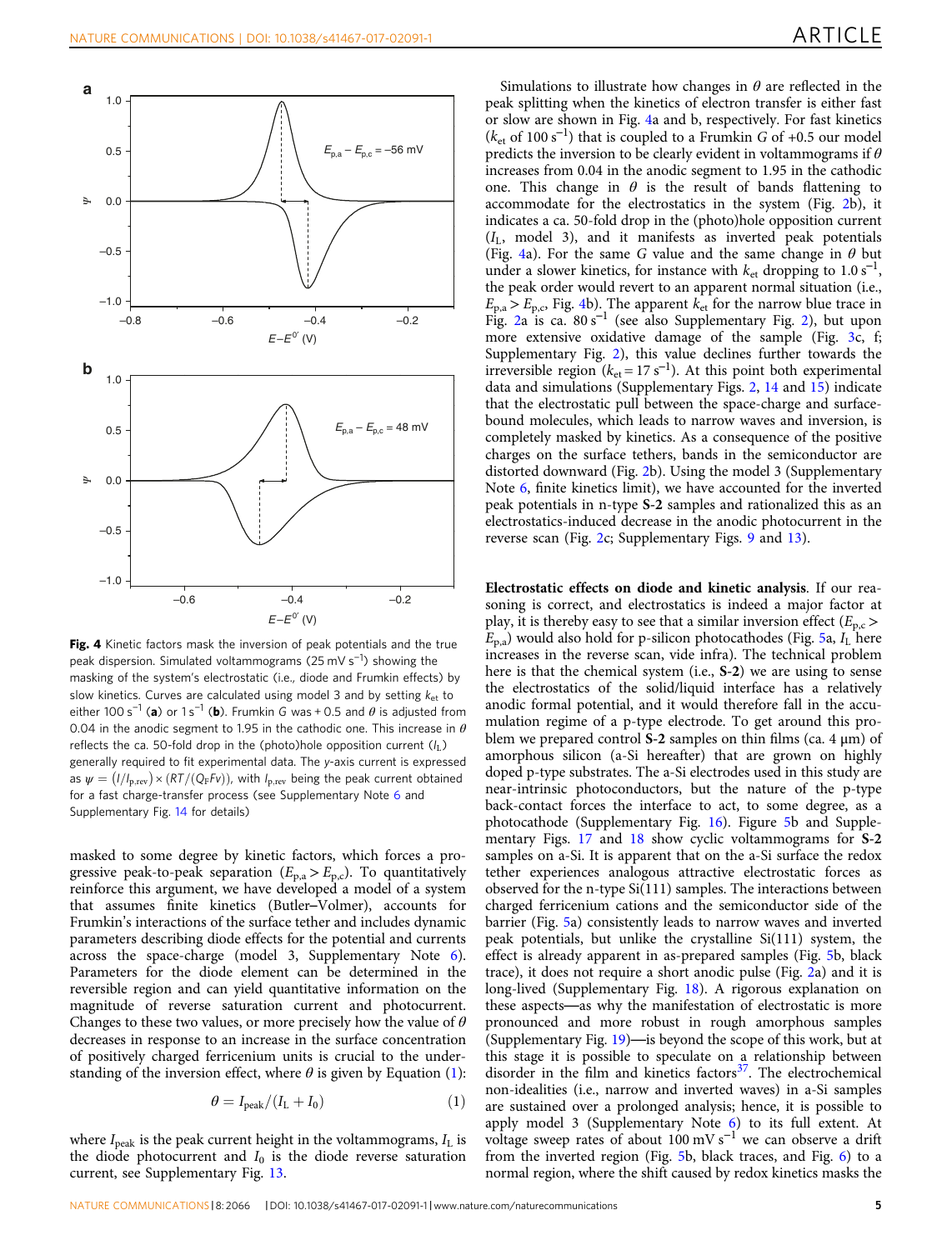**Fig. 4** Kinetic factors mask the inversion of peak potentials and the true peak dispersion. Simulated voltammograms (25 mV $s^{-1}$) showing the masking of the system's electrostatic (i.e., diode and Frumkin effects) by slow kinetics. Curves are calculated using model 3 and by setting $k_{et}$ to either 100 $s^{-1}$ (**a**) or 1 $s^{-1}$ (**b**). Frumkin $G$ was + 0.5 and $\theta$ is adjusted from 0.04 in the anodic segment to 1.95 in the cathodic one. This increase in $\theta$ reflects the ca. 50-fold drop in the (photo)hole opposition current ($I_L$) generally required to fit experimental data. The y-axis current is expressed as $\psi = (I/I_{p,rev}) \times (RT/(Q_F Fv))$, with $I_{p,rev}$ being the peak current obtained for a fast charge-transfer process (see Supplementary Note 6 and Supplementary Fig. 14 for details)

masked to some degree by kinetic factors, which forces a progressive peak-to-peak separation ($E_{p,a} > E_{p,c}$). To quantitatively reinforce this argument, we have developed a model of a system that assumes finite kinetics (Butler–Volmer), accounts for Frumkin's interactions of the surface tether and includes dynamic parameters describing diode effects for the potential and currents across the space-charge (model 3, Supplementary Note 6). Parameters for the diode element can be determined in the reversible region and can yield quantitative information on the magnitude of reverse saturation current and photocurrent. Changes to these two values, or more precisely how the value of $\theta$ decreases in response to an increase in the surface concentration of positively charged ferricenium units is crucial to the understanding of the inversion effect, where $\theta$ is given by Equation (1):

$$\theta = I_{peak}/(I_L + I_0) \tag{1}$$

where $I_{peak}$ is the peak current height in the voltammograms, $I_L$ is the diode photocurrent and $I_0$ is the diode reverse saturation current, see Supplementary Fig. 13.

Simulations to illustrate how changes in $\theta$ are reflected in the peak splitting when the kinetics of electron transfer is either fast or slow are shown in Fig. 4a and b, respectively. For fast kinetics ($k_{et}$ of 100 $s^{-1}$) that is coupled to a Frumkin $G$ of +0.5 our model predicts the inversion to be clearly evident in voltammograms if $\theta$ increases from 0.04 in the anodic segment to 1.95 in the cathodic one. This change in $\theta$ is the result of bands flattening to accommodate for the electrostatics in the system (Fig. 2b), it indicates a ca. 50-fold drop in the (photo)hole opposition current ($I_L$, model 3), and it manifests as inverted peak potentials (Fig. 4a). For the same $G$ value and the same change in $\theta$ but under a slower kinetics, for instance with $k_{et}$ dropping to 1.0 $s^{-1}$, the peak order would revert to an apparent normal situation (i.e., $E_{p,a} > E_{p,c}$, Fig. 4b). The apparent $k_{et}$ for the narrow blue trace in Fig. 2a is ca. 80 $s^{-1}$ (see also Supplementary Fig. 2), but upon more extensive oxidative damage of the sample (Fig. 3c, f; Supplementary Fig. 2), this value declines further towards the irreversible region ($k_{et}$ = 17 $s^{-1}$). At this point both experimental data and simulations (Supplementary Figs. 2, 14 and 15) indicate that the electrostatic pull between the space-charge and surface-bound molecules, which leads to narrow waves and inversion, is completely masked by kinetics. As a consequence of the positive charges on the surface tethers, bands in the semiconductor are distorted downward (Fig. 2b). Using the model 3 (Supplementary Note 6, finite kinetics limit), we have accounted for the inverted peak potentials in n-type **S-2** samples and rationalized this as an electrostatics-induced decrease in the anodic photocurrent in the reverse scan (Fig. 2c; Supplementary Figs. 9 and 13).

**Electrostatic effects on diode and kinetic analysis**. If our reasoning is correct, and electrostatics is indeed a major factor at play, it is thereby easy to see that a similar inversion effect ($E_{p,c} > E_{p,a}$) would also hold for p-silicon photocathodes (Fig. 5a, $I_L$ here increases in the reverse scan, vide infra). The technical problem here is that the chemical system (i.e., **S-2**) we are using to sense the electrostatics of the solid/liquid interface has a relatively anodic formal potential, and it would therefore fall in the accumulation regime of a p-type electrode. To get around this problem we prepared control **S-2** samples on thin films (ca. 4 µm) of amorphous silicon (a-Si hereafter) that are grown on highly doped p-type substrates. The a-Si electrodes used in this study are near-intrinsic photoconductors, but the nature of the p-type back-contact forces the interface to act, to some degree, as a photocathode (Supplementary Fig. 16). Figure 5b and Supplementary Figs. 17 and 18 show cyclic voltammograms for **S-2** samples on a-Si. It is apparent that on the a-Si surface the redox tether experiences analogous attractive electrostatic forces as observed for the n-type Si(111) samples. The interactions between charged ferricenium cations and the semiconductor side of the barrier (Fig. 5a) consistently leads to narrow waves and inverted peak potentials, but unlike the crystalline Si(111) system, the effect is already apparent in as-prepared samples (Fig. 5b, black trace), it does not require a short anodic pulse (Fig. 2a) and it is long-lived (Supplementary Fig. 18). A rigorous explanation on these aspects—as why the manifestation of electrostatic is more pronounced and more robust in rough amorphous samples (Supplementary Fig. 19)—is beyond the scope of this work, but at this stage it is possible to speculate on a relationship between disorder in the film and kinetics factors[37]. The electrochemical non-idealities (i.e., narrow and inverted waves) in a-Si samples are sustained over a prolonged analysis; hence, it is possible to apply model 3 (Supplementary Note 6) to its full extent. At voltage sweep rates of about 100 mV $s^{-1}$ we can observe a drift from the inverted region (Fig. 5b, black traces, and Fig. 6) to a normal region, where the shift caused by redox kinetics masks the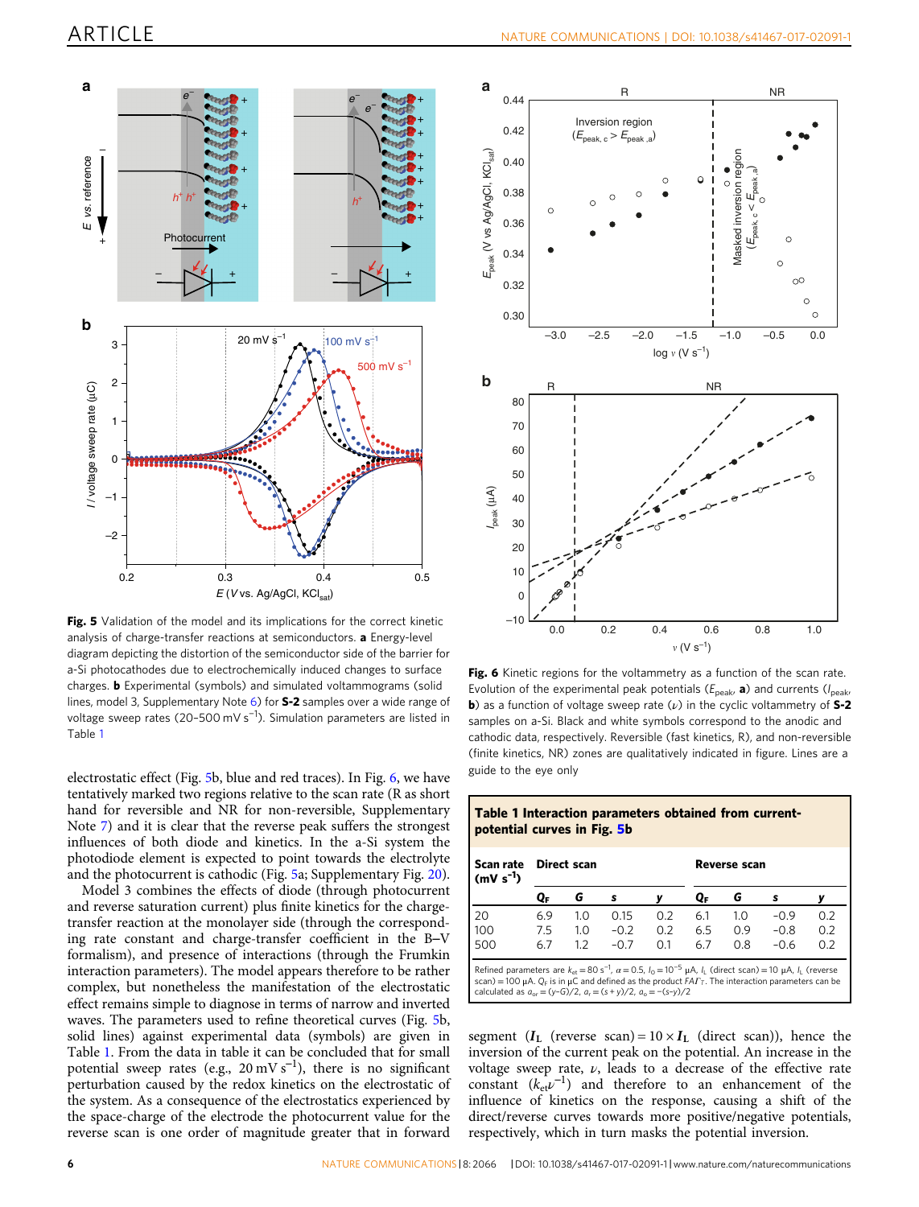**Fig. 5** Validation of the model and its implications for the correct kinetic analysis of charge-transfer reactions at semiconductors. **a** Energy-level diagram depicting the distortion of the semiconductor side of the barrier for a-Si photocathodes due to electrochemically induced changes to surface charges. **b** Experimental (symbols) and simulated voltammograms (solid lines, model 3, Supplementary Note 6) for **S-2** samples over a wide range of voltage sweep rates (20–500 mV $s^{-1}$). Simulation parameters are listed in Table 1

**Fig. 6** Kinetic regions for the voltammetry as a function of the scan rate. Evolution of the experimental peak potentials ($E_{peak}$, **a**) and currents ($I_{peak}$, **b**) as a function of voltage sweep rate ($\nu$) in the cyclic voltammetry of **S-2** samples on a-Si. Black and white symbols correspond to the anodic and cathodic data, respectively. Reversible (fast kinetics, R), and non-reversible (finite kinetics, NR) zones are qualitatively indicated in figure. Lines are a guide to the eye only

electrostatic effect (Fig. 5b, blue and red traces). In Fig. 6, we have tentatively marked two regions relative to the scan rate (R as short hand for reversible and NR for non-reversible, Supplementary Note 7) and it is clear that the reverse peak suffers the strongest influences of both diode and kinetics. In the a-Si system the photodiode element is expected to point towards the electrolyte and the photocurrent is cathodic (Fig. 5a; Supplementary Fig. 20).

Model 3 combines the effects of diode (through photocurrent and reverse saturation current) plus finite kinetics for the charge-transfer reaction at the monolayer side (through the corresponding rate constant and charge-transfer coefficient in the B–V formalism), and presence of interactions (through the Frumkin interaction parameters). The model appears therefore to be rather complex, but nonetheless the manifestation of the electrostatic effect remains simple to diagnose in terms of narrow and inverted waves. The parameters used to refine theoretical curves (Fig. 5b, solid lines) against experimental data (symbols) are given in Table 1. From the data in table it can be concluded that for small potential sweep rates (e.g., 20 mV $s^{-1}$), there is no significant perturbation caused by the redox kinetics on the electrostatic of the system. As a consequence of the electrostatics experienced by the space-charge of the electrode the photocurrent value for the reverse scan is one order of magnitude greater that in forward segment ($I_L$ (reverse scan) = $10 \times I_L$ (direct scan)), hence the inversion of the current peak on the potential. An increase in the voltage sweep rate, $\nu$, leads to a decrease of the effective rate constant ($k_{et}\nu^{-1}$) and therefore to an enhancement of the influence of kinetics on the response, causing a shift of the direct/reverse curves towards more positive/negative potentials, respectively, which in turn masks the potential inversion.

**Table 1 Interaction parameters obtained from current-potential curves in Fig. 5b**

| Scan rate (mV $s^{-1}$) | Direct scan | | | | Reverse scan | | | |
|---|---|---|---|---|---|---|---|---|
| | $Q_F$ | $G$ | $s$ | $y$ | $Q_F$ | $G$ | $s$ | $y$ |
| 20 | 6.9 | 1.0 | 0.15 | 0.2 | 6.1 | 1.0 | −0.9 | 0.2 |
| 100 | 7.5 | 1.0 | −0.2 | 0.2 | 6.5 | 0.9 | −0.8 | 0.2 |
| 500 | 6.7 | 1.2 | −0.7 | 0.1 | 6.7 | 0.8 | −0.6 | 0.2 |

Refined parameters are $k_{et} = 80\ s^{-1}$, $\alpha = 0.5$, $I_0 = 10^{-5}$ μA, $I_L$ (direct scan) = 10 μA, $I_L$ (reverse scan) = 100 μA. $Q_F$ is in μC and defined as the product $FA\Gamma_T$. The interaction parameters can be calculated as $a_{or} = (y-G)/2$, $a_r = (s+y)/2$, $a_o = -(s-y)/2$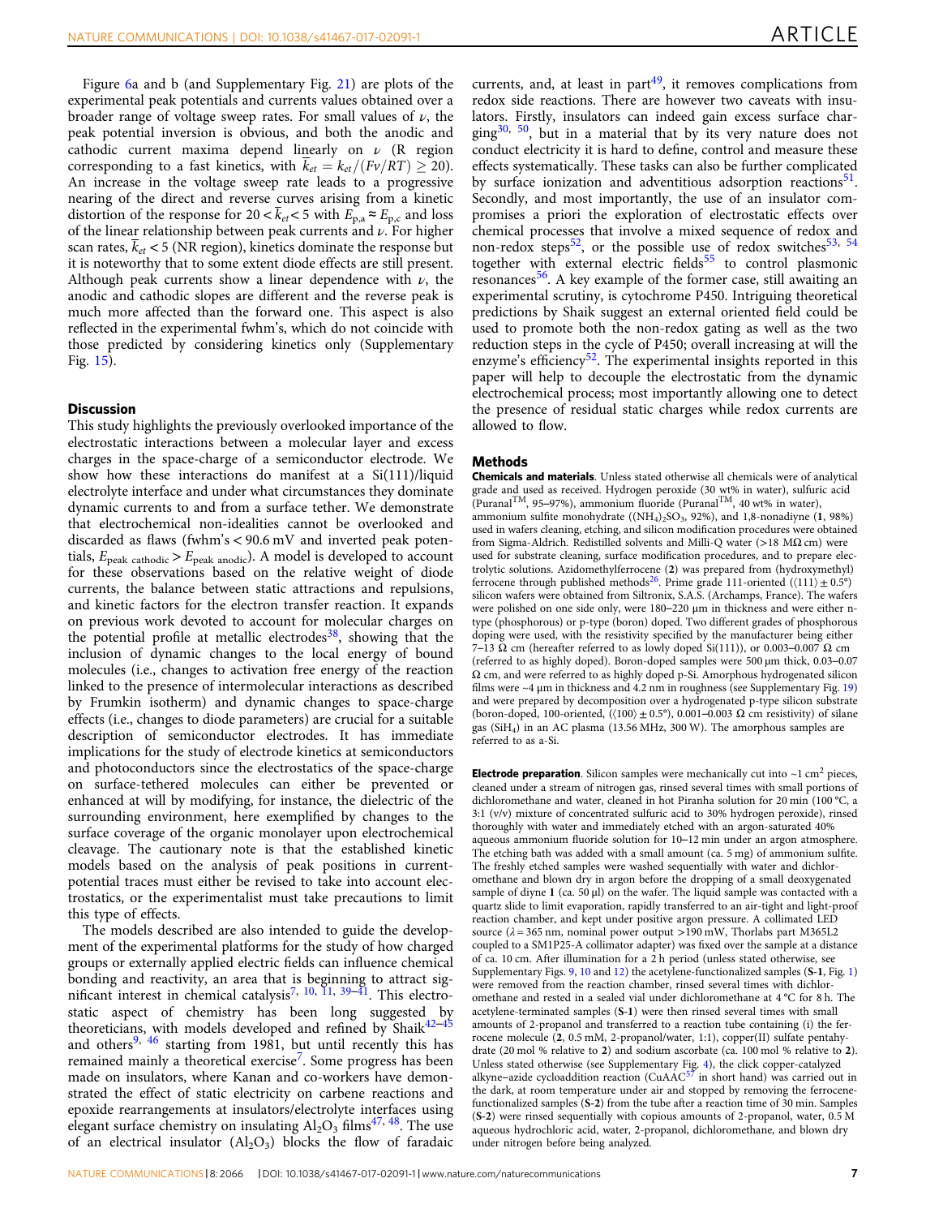Figure 6a and b (and Supplementary Fig. 21) are plots of the experimental peak potentials and currents values obtained over a broader range of voltage sweep rates. For small values of $\nu$, the peak potential inversion is obvious, and both the anodic and cathodic current maxima depend linearly on $\nu$ (R region corresponding to a fast kinetics, with $\overline{k}_{et} = k_{et}/(F\nu/RT) \geq 20$). An increase in the voltage sweep rate leads to a progressive nearing of the direct and reverse curves arising from a kinetic distortion of the response for $20 < \overline{k}_{et} < 5$ with $E_{p,a} \approx E_{p,c}$ and loss of the linear relationship between peak currents and $\nu$. For higher scan rates, $\overline{k}_{et} < 5$ (NR region), kinetics dominate the response but it is noteworthy that to some extent diode effects are still present. Although peak currents show a linear dependence with $\nu$, the anodic and cathodic slopes are different and the reverse peak is much more affected than the forward one. This aspect is also reflected in the experimental fwhm's, which do not coincide with those predicted by considering kinetics only (Supplementary Fig. 15).

## Discussion

This study highlights the previously overlooked importance of the electrostatic interactions between a molecular layer and excess charges in the space-charge of a semiconductor electrode. We show how these interactions do manifest at a Si(111)/liquid electrolyte interface and under what circumstances they dominate dynamic currents to and from a surface tether. We demonstrate that electrochemical non-idealities cannot be overlooked and discarded as flaws (fwhm's < 90.6 mV and inverted peak potentials, $E_{\text{peak cathodic}} > E_{\text{peak anodic}}$). A model is developed to account for these observations based on the relative weight of diode currents, the balance between static attractions and repulsions, and kinetic factors for the electron transfer reaction. It expands on previous work devoted to account for molecular charges on the potential profile at metallic electrodes[38], showing that the inclusion of dynamic changes to the local energy of bound molecules (i.e., changes to activation free energy of the reaction linked to the presence of intermolecular interactions as described by Frumkin isotherm) and dynamic changes to space-charge effects (i.e., changes to diode parameters) are crucial for a suitable description of semiconductor electrodes. It has immediate implications for the study of electrode kinetics at semiconductors and photoconductors since the electrostatics of the space-charge on surface-tethered molecules can either be prevented or enhanced at will by modifying, for instance, the dielectric of the surrounding environment, here exemplified by changes to the surface coverage of the organic monolayer upon electrochemical cleavage. The cautionary note is that the established kinetic models based on the analysis of peak positions in current-potential traces must either be revised to take into account electrostatics, or the experimentalist must take precautions to limit this type of effects.

The models described are also intended to guide the development of the experimental platforms for the study of how charged groups or externally applied electric fields can influence chemical bonding and reactivity, an area that is beginning to attract significant interest in chemical catalysis[7, 10, 11, 39–41]. This electrostatic aspect of chemistry has been long suggested by theoreticians, with models developed and refined by Shaik[42–45] and others[9, 46] starting from 1981, but until recently this has remained mainly a theoretical exercise[7]. Some progress has been made on insulators, where Kanan and co-workers have demonstrated the effect of static electricity on carbene reactions and epoxide rearrangements at insulators/electrolyte interfaces using elegant surface chemistry on insulating $Al_2O_3$ films[47, 48]. The use of an electrical insulator ($Al_2O_3$) blocks the flow of faradaic currents, and, at least in part[49], it removes complications from redox side reactions. There are however two caveats with insulators. Firstly, insulators can indeed gain excess surface charging[30, 50], but in a material that by its very nature does not conduct electricity it is hard to define, control and measure these effects systematically. These tasks can also be further complicated by surface ionization and adventitious adsorption reactions[51]. Secondly, and most importantly, the use of an insulator compromises a priori the exploration of electrostatic effects over chemical processes that involve a mixed sequence of redox and non-redox steps[52], or the possible use of redox switches[53, 54] together with external electric fields[55] to control plasmonic resonances[56]. A key example of the former case, still awaiting an experimental scrutiny, is cytochrome P450. Intriguing theoretical predictions by Shaik suggest an external oriented field could be used to promote both the non-redox gating as well as the two reduction steps in the cycle of P450; overall increasing at will the enzyme's efficiency[52]. The experimental insights reported in this paper will help to decouple the electrostatic from the dynamic electrochemical process; most importantly allowing one to detect the presence of residual static charges while redox currents are allowed to flow.

## Methods

**Chemicals and materials**. Unless stated otherwise all chemicals were of analytical grade and used as received. Hydrogen peroxide (30 wt% in water), sulfuric acid (Puranal™, 95–97%), ammonium fluoride (Puranal™, 40 wt% in water), ammonium sulfite monohydrate ($(NH_4)_2SO_3$, 92%), and 1,8-nonadiyne (**1**, 98%) used in wafers cleaning, etching, and silicon modification procedures were obtained from Sigma-Aldrich. Redistilled solvents and Milli-Q water (>18 MΩ cm) were used for substrate cleaning, surface modification procedures, and to prepare electrolytic solutions. Azidomethylferrocene (**2**) was prepared from (hydroxymethyl) ferrocene through published methods[26]. Prime grade 111-oriented (⟨111⟩ ± 0.5°) silicon wafers were obtained from Siltronix, S.A.S. (Archamps, France). The wafers were polished on one side only, were 180–220 µm in thickness and were either n-type (phosphorous) or p-type (boron) doped. Two different grades of phosphorous doping were used, with the resistivity specified by the manufacturer being either 7–13 Ω cm (hereafter referred to as lowly doped Si(111)), or 0.003–0.007 Ω cm (referred to as highly doped). Boron-doped samples were 500 µm thick, 0.03–0.07 Ω cm, and were referred to as highly doped p-Si. Amorphous hydrogenated silicon films were ~4 µm in thickness and 4.2 nm in roughness (see Supplementary Fig. 19) and were prepared by decomposition over a hydrogenated p-type silicon substrate (boron-doped, 100-oriented, (⟨100⟩ ± 0.5°), 0.001–0.003 Ω cm resistivity) of silane gas ($SiH_4$) in an AC plasma (13.56 MHz, 300 W). The amorphous samples are referred to as a-Si.

**Electrode preparation**. Silicon samples were mechanically cut into ~1 cm² pieces, cleaned under a stream of nitrogen gas, rinsed several times with small portions of dichloromethane and water, cleaned in hot Piranha solution for 20 min (100 °C, a 3:1 (v/v) mixture of concentrated sulfuric acid to 30% hydrogen peroxide), rinsed thoroughly with water and immediately etched with an argon-saturated 40% aqueous ammonium fluoride solution for 10–12 min under an argon atmosphere. The etching bath was added with a small amount (ca. 5 mg) of ammonium sulfite. The freshly etched samples were washed sequentially with water and dichloromethane and blown dry in argon before the dropping of a small deoxygenated sample of diyne **1** (ca. 50 µl) on the wafer. The liquid sample was contacted with a quartz slide to limit evaporation, rapidly transferred to an air-tight and light-proof reaction chamber, and kept under positive argon pressure. A collimated LED source (λ = 365 nm, nominal power output >190 mW, Thorlabs part M365L2 coupled to a SM1P25-A collimator adapter) was fixed over the sample at a distance of ca. 10 cm. After illumination for a 2 h period (unless stated otherwise, see Supplementary Figs. 9, 10 and 12) the acetylene-functionalized samples (**S-1**, Fig. 1) were removed from the reaction chamber, rinsed several times with dichloromethane and rested in a sealed vial under dichloromethane at 4 °C for 8 h. The acetylene-terminated samples (**S-1**) were then rinsed several times with small amounts of 2-propanol and transferred to a reaction tube containing (i) the ferrocene molecule (**2**, 0.5 mM, 2-propanol/water, 1:1), copper(II) sulfate pentahydrate (20 mol % relative to **2**) and sodium ascorbate (ca. 100 mol % relative to **2**). Unless stated otherwise (see Supplementary Fig. 4), the click copper-catalyzed alkyne–azide cycloaddition reaction (CuAAC[57] in short hand) was carried out in the dark, at room temperature under air and stopped by removing the ferrocene-functionalized samples (**S-2**) from the tube after a reaction time of 30 min. Samples (**S-2**) were rinsed sequentially with copious amounts of 2-propanol, water, 0.5 M aqueous hydrochloric acid, water, 2-propanol, dichloromethane, and blown dry under nitrogen before being analyzed.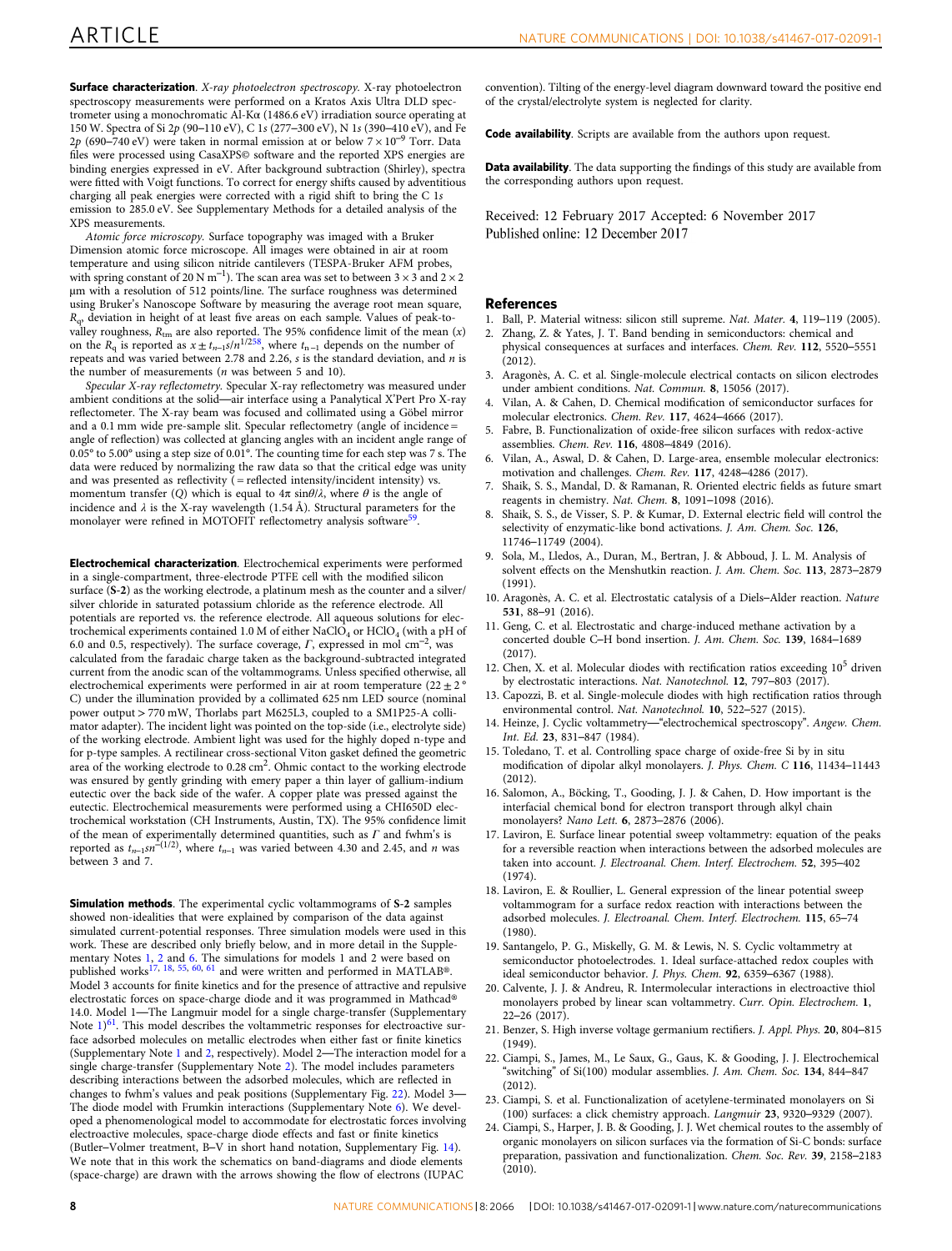**Surface characterization**. *X-ray photoelectron spectroscopy*. X-ray photoelectron spectroscopy measurements were performed on a Kratos Axis Ultra DLD spectrometer using a monochromatic Al-Kα (1486.6 eV) irradiation source operating at 150 W. Spectra of Si 2*p* (90–110 eV), C 1*s* (277–300 eV), N 1*s* (390–410 eV), and Fe 2*p* (690–740 eV) were taken in normal emission at or below $7 \times 10^{-9}$ Torr. Data files were processed using CasaXPS© software and the reported XPS energies are binding energies expressed in eV. After background subtraction (Shirley), spectra were fitted with Voigt functions. To correct for energy shifts caused by adventitious charging all peak energies were corrected with a rigid shift to bring the C 1*s* emission to 285.0 eV. See Supplementary Methods for a detailed analysis of the XPS measurements.

*Atomic force microscopy*. Surface topography was imaged with a Bruker Dimension atomic force microscope. All images were obtained in air at room temperature and using silicon nitride cantilevers (TESPA-Bruker AFM probes, with spring constant of 20 N m$^{-1}$). The scan area was set to between 3 × 3 and 2 × 2 µm with a resolution of 512 points/line. The surface roughness was determined using Bruker's Nanoscope Software by measuring the average root mean square, $R_q$, deviation in height of at least five areas on each sample. Values of peak-to-valley roughness, $R_{tm}$ are also reported. The 95% confidence limit of the mean ($x$) on the $R_q$ is reported as $x \pm t_{n-1}s/n^{1/2}$[58], where $t_{n-1}$ depends on the number of repeats and was varied between 2.78 and 2.26, $s$ is the standard deviation, and $n$ is the number of measurements ($n$ was between 5 and 10).

*Specular X-ray reflectometry*. Specular X-ray reflectometry was measured under ambient conditions at the solid—air interface using a Panalytical X'Pert Pro X-ray reflectometer. The X-ray beam was focused and collimated using a Göbel mirror and a 0.1 mm wide pre-sample slit. Specular reflectometry (angle of incidence = angle of reflection) was collected at glancing angles with an incident angle range of 0.05° to 5.00° using a step size of 0.01°. The counting time for each step was 7 s. The data were reduced by normalizing the raw data so that the critical edge was unity and was presented as reflectivity (= reflected intensity/incident intensity) vs. momentum transfer ($Q$) which is equal to $4\pi \sin\theta/\lambda$, where $\theta$ is the angle of incidence and $\lambda$ is the X-ray wavelength (1.54 Å). Structural parameters for the monolayer were refined in MOTOFIT reflectometry analysis software[59].

**Electrochemical characterization**. Electrochemical experiments were performed in a single-compartment, three-electrode PTFE cell with the modified silicon surface (**S-2**) as the working electrode, a platinum mesh as the counter and a silver/silver chloride in saturated potassium chloride as the reference electrode. All potentials are reported vs. the reference electrode. All aqueous solutions for electrochemical experiments contained 1.0 M of either $NaClO_4$ or $HClO_4$ (with a pH of 6.0 and 0.5, respectively). The surface coverage, $\Gamma$, expressed in mol cm$^{-2}$, was calculated from the faradaic charge taken as the background-subtracted integrated current from the anodic scan of the voltammograms. Unless specified otherwise, all electrochemical experiments were performed in air at room temperature (22 ± 2 °C) under the illumination provided by a collimated 625 nm LED source (nominal power output > 770 mW, Thorlabs part M625L3, coupled to a SM1P25-A collimator adapter). The incident light was pointed on the top-side (i.e., electrolyte side) of the working electrode. Ambient light was used for the highly doped n-type and for p-type samples. A rectilinear cross-sectional Viton gasket defined the geometric area of the working electrode to 0.28 cm$^2$. Ohmic contact to the working electrode was ensured by gently grinding with emery paper a thin layer of gallium-indium eutectic over the back side of the wafer. A copper plate was pressed against the eutectic. Electrochemical measurements were performed using a CHI650D electrochemical workstation (CH Instruments, Austin, TX). The 95% confidence limit of the mean of experimentally determined quantities, such as $\Gamma$ and fwhm's is reported as $t_{n-1}sn^{-(1/2)}$, where $t_{n-1}$ was varied between 4.30 and 2.45, and $n$ was between 3 and 7.

**Simulation methods**. The experimental cyclic voltammograms of **S-2** samples showed non-idealities that were explained by comparison of the data against simulated current-potential responses. Three simulation models were used in this work. These are described only briefly below, and in more detail in the Supplementary Notes 1, 2 and 6. The simulations for models 1 and 2 were based on published works[17, 18, 55, 60, 61] and were written and performed in MATLAB®. Model 3 accounts for finite kinetics and for the presence of attractive and repulsive electrostatic forces on space-charge diode and it was programmed in Mathcad® 14.0. Model 1—The Langmuir model for a single charge-transfer (Supplementary Note 1)[61]. This model describes the voltammetric responses for electroactive surface adsorbed molecules on metallic electrodes when either fast or finite kinetics (Supplementary Note 1 and 2, respectively). Model 2—The interaction model for a single charge-transfer (Supplementary Note 2). The model includes parameters describing interactions between the adsorbed molecules, which are reflected in changes to fwhm's values and peak positions (Supplementary Fig. 22). Model 3—The diode model with Frumkin interactions (Supplementary Note 6). We developed a phenomenological model to accommodate for electrostatic forces involving electroactive molecules, space-charge diode effects and fast or finite kinetics (Butler–Volmer treatment, B–V in short hand notation, Supplementary Fig. 14). We note that in this work the schematics on band-diagrams and diode elements (space-charge) are drawn with the arrows showing the flow of electrons (IUPAC convention). Tilting of the energy-level diagram downward toward the positive end of the crystal/electrolyte system is neglected for clarity.

**Code availability**. Scripts are available from the authors upon request.

**Data availability**. The data supporting the findings of this study are available from the corresponding authors upon request.

Received: 12 February 2017 Accepted: 6 November 2017
Published online: 12 December 2017

## References

1. Ball, P. Material witness: silicon still supreme. *Nat. Mater.* **4**, 119–119 (2005).
2. Zhang, Z. & Yates, J. T. Band bending in semiconductors: chemical and physical consequences at surfaces and interfaces. *Chem. Rev.* **112**, 5520–5551 (2012).
3. Aragonès, A. C. et al. Single-molecule electrical contacts on silicon electrodes under ambient conditions. *Nat. Commun.* **8**, 15056 (2017).
4. Vilan, A. & Cahen, D. Chemical modification of semiconductor surfaces for molecular electronics. *Chem. Rev.* **117**, 4624–4666 (2017).
5. Fabre, B. Functionalization of oxide-free silicon surfaces with redox-active assemblies. *Chem. Rev.* **116**, 4808–4849 (2016).
6. Vilan, A., Aswal, D. & Cahen, D. Large-area, ensemble molecular electronics: motivation and challenges. *Chem. Rev.* **117**, 4248–4286 (2017).
7. Shaik, S. S., Mandal, D. & Ramanan, R. Oriented electric fields as future smart reagents in chemistry. *Nat. Chem.* **8**, 1091–1098 (2016).
8. Shaik, S. S., de Visser, S. P. & Kumar, D. External electric field will control the selectivity of enzymatic-like bond activations. *J. Am. Chem. Soc.* **126**, 11746–11749 (2004).
9. Sola, M., Lledos, A., Duran, M., Bertran, J. & Abboud, J. L. M. Analysis of solvent effects on the Menshutkin reaction. *J. Am. Chem. Soc.* **113**, 2873–2879 (1991).
10. Aragonès, A. C. et al. Electrostatic catalysis of a Diels–Alder reaction. *Nature* **531**, 88–91 (2016).
11. Geng, C. et al. Electrostatic and charge-induced methane activation by a concerted double C–H bond insertion. *J. Am. Chem. Soc.* **139**, 1684–1689 (2017).
12. Chen, X. et al. Molecular diodes with rectification ratios exceeding $10^5$ driven by electrostatic interactions. *Nat. Nanotechnol.* **12**, 797–803 (2017).
13. Capozzi, B. et al. Single-molecule diodes with high rectification ratios through environmental control. *Nat. Nanotechnol.* **10**, 522–527 (2015).
14. Heinze, J. Cyclic voltammetry—"electrochemical spectroscopy". *Angew. Chem. Int. Ed.* **23**, 831–847 (1984).
15. Toledano, T. et al. Controlling space charge of oxide-free Si by in situ modification of dipolar alkyl monolayers. *J. Phys. Chem. C* **116**, 11434–11443 (2012).
16. Salomon, A., Böcking, T., Gooding, J. J. & Cahen, D. How important is the interfacial chemical bond for electron transport through alkyl chain monolayers? *Nano Lett.* **6**, 2873–2876 (2006).
17. Laviron, E. Surface linear potential sweep voltammetry: equation of the peaks for a reversible reaction when interactions between the adsorbed molecules are taken into account. *J. Electroanal. Chem. Interf. Electrochem.* **52**, 395–402 (1974).
18. Laviron, E. & Roullier, L. General expression of the linear potential sweep voltammogram for a surface redox reaction with interactions between the adsorbed molecules. *J. Electroanal. Chem. Interf. Electrochem.* **115**, 65–74 (1980).
19. Santangelo, P. G., Miskelly, G. M. & Lewis, N. S. Cyclic voltammetry at semiconductor photoelectrodes. 1. Ideal surface-attached redox couples with ideal semiconductor behavior. *J. Phys. Chem.* **92**, 6359–6367 (1988).
20. Calvente, J. J. & Andreu, R. Intermolecular interactions in electroactive thiol monolayers probed by linear scan voltammetry. *Curr. Opin. Electrochem.* **1**, 22–26 (2017).
21. Benzer, S. High inverse voltage germanium rectifiers. *J. Appl. Phys.* **20**, 804–815 (1949).
22. Ciampi, S., James, M., Le Saux, G., Gaus, K. & Gooding, J. J. Electrochemical "switching" of Si(100) modular assemblies. *J. Am. Chem. Soc.* **134**, 844–847 (2012).
23. Ciampi, S. et al. Functionalization of acetylene-terminated monolayers on Si (100) surfaces: a click chemistry approach. *Langmuir* **23**, 9320–9329 (2007).
24. Ciampi, S., Harper, J. B. & Gooding, J. J. Wet chemical routes to the assembly of organic monolayers on silicon surfaces via the formation of Si-C bonds: surface preparation, passivation and functionalization. *Chem. Soc. Rev.* **39**, 2158–2183 (2010).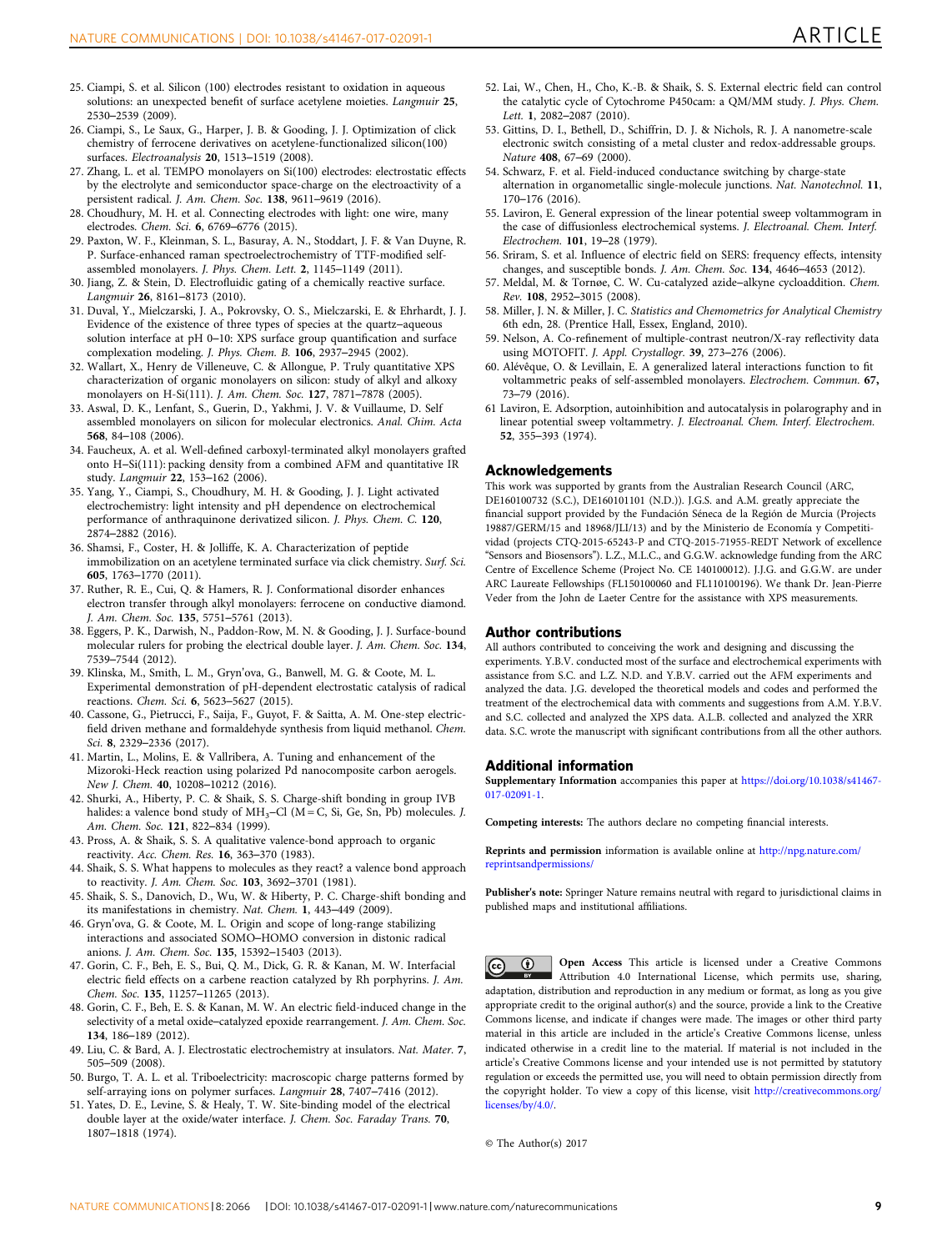25. Ciampi, S. et al. Silicon (100) electrodes resistant to oxidation in aqueous solutions: an unexpected benefit of surface acetylene moieties. *Langmuir* **25**, 2530–2539 (2009).
26. Ciampi, S., Le Saux, G., Harper, J. B. & Gooding, J. J. Optimization of click chemistry of ferrocene derivatives on acetylene-functionalized silicon(100) surfaces. *Electroanalysis* **20**, 1513–1519 (2008).
27. Zhang, L. et al. TEMPO monolayers on Si(100) electrodes: electrostatic effects by the electrolyte and semiconductor space-charge on the electroactivity of a persistent radical. *J. Am. Chem. Soc.* **138**, 9611–9619 (2016).
28. Choudhury, M. H. et al. Connecting electrodes with light: one wire, many electrodes. *Chem. Sci.* **6**, 6769–6776 (2015).
29. Paxton, W. F., Kleinman, S. L., Basuray, A. N., Stoddart, J. F. & Van Duyne, R. P. Surface-enhanced raman spectroelectrochemistry of TTF-modified self-assembled monolayers. *J. Phys. Chem. Lett.* **2**, 1145–1149 (2011).
30. Jiang, Z. & Stein, D. Electrofluidic gating of a chemically reactive surface. *Langmuir* **26**, 8161–8173 (2010).
31. Duval, Y., Mielczarski, J. A., Pokrovsky, O. S., Mielczarski, E. & Ehrhardt, J. J. Evidence of the existence of three types of species at the quartz–aqueous solution interface at pH 0–10: XPS surface group quantification and surface complexation modeling. *J. Phys. Chem. B.* **106**, 2937–2945 (2002).
32. Wallart, X., Henry de Villeneuve, C. & Allongue, P. Truly quantitative XPS characterization of organic monolayers on silicon: study of alkyl and alkoxy monolayers on H-Si(111). *J. Am. Chem. Soc.* **127**, 7871–7878 (2005).
33. Aswal, D. K., Lenfant, S., Guerin, D., Yakhmi, J. V. & Vuillaume, D. Self assembled monolayers on silicon for molecular electronics. *Anal. Chim. Acta* **568**, 84–108 (2006).
34. Faucheux, A. et al. Well-defined carboxyl-terminated alkyl monolayers grafted onto H–Si(111): packing density from a combined AFM and quantitative IR study. *Langmuir* **22**, 153–162 (2006).
35. Yang, Y., Ciampi, S., Choudhury, M. H. & Gooding, J. J. Light activated electrochemistry: light intensity and pH dependence on electrochemical performance of anthraquinone derivatized silicon. *J. Phys. Chem. C.* **120**, 2874–2882 (2016).
36. Shamsi, F., Coster, H. & Jolliffe, K. A. Characterization of peptide immobilization on an acetylene terminated surface via click chemistry. *Surf. Sci.* **605**, 1763–1770 (2011).
37. Ruther, R. E., Cui, Q. & Hamers, R. J. Conformational disorder enhances electron transfer through alkyl monolayers: ferrocene on conductive diamond. *J. Am. Chem. Soc.* **135**, 5751–5761 (2013).
38. Eggers, P. K., Darwish, N., Paddon-Row, M. N. & Gooding, J. J. Surface-bound molecular rulers for probing the electrical double layer. *J. Am. Chem. Soc.* **134**, 7539–7544 (2012).
39. Klinska, M., Smith, L. M., Gryn'ova, G., Banwell, M. G. & Coote, M. L. Experimental demonstration of pH-dependent electrostatic catalysis of radical reactions. *Chem. Sci.* **6**, 5623–5627 (2015).
40. Cassone, G., Pietrucci, F., Saija, F., Guyot, F. & Saitta, A. M. One-step electric-field driven methane and formaldehyde synthesis from liquid methanol. *Chem. Sci.* **8**, 2329–2336 (2017).
41. Martin, L., Molins, E. & Vallribera, A. Tuning and enhancement of the Mizoroki-Heck reaction using polarized Pd nanocomposite carbon aerogels. *New J. Chem.* **40**, 10208–10212 (2016).
42. Shurki, A., Hiberty, P. C. & Shaik, S. S. Charge-shift bonding in group IVB halides: a valence bond study of $MH_3$–Cl (M = C, Si, Ge, Sn, Pb) molecules. *J. Am. Chem. Soc.* **121**, 822–834 (1999).
43. Pross, A. & Shaik, S. S. A qualitative valence-bond approach to organic reactivity. *Acc. Chem. Res.* **16**, 363–370 (1983).
44. Shaik, S. S. What happens to molecules as they react? a valence bond approach to reactivity. *J. Am. Chem. Soc.* **103**, 3692–3701 (1981).
45. Shaik, S. S., Danovich, D., Wu, W. & Hiberty, P. C. Charge-shift bonding and its manifestations in chemistry. *Nat. Chem.* **1**, 443–449 (2009).
46. Gryn'ova, G. & Coote, M. L. Origin and scope of long-range stabilizing interactions and associated SOMO–HOMO conversion in distonic radical anions. *J. Am. Chem. Soc.* **135**, 15392–15403 (2013).
47. Gorin, C. F., Beh, E. S., Bui, Q. M., Dick, G. R. & Kanan, M. W. Interfacial electric field effects on a carbene reaction catalyzed by Rh porphyrins. *J. Am. Chem. Soc.* **135**, 11257–11265 (2013).
48. Gorin, C. F., Beh, E. S. & Kanan, M. W. An electric field-induced change in the selectivity of a metal oxide–catalyzed epoxide rearrangement. *J. Am. Chem. Soc.* **134**, 186–189 (2012).
49. Liu, C. & Bard, A. J. Electrostatic electrochemistry at insulators. *Nat. Mater.* **7**, 505–509 (2008).
50. Burgo, T. A. L. et al. Triboelectricity: macroscopic charge patterns formed by self-arraying ions on polymer surfaces. *Langmuir* **28**, 7407–7416 (2012).
51. Yates, D. E., Levine, S. & Healy, T. W. Site-binding model of the electrical double layer at the oxide/water interface. *J. Chem. Soc. Faraday Trans.* **70**, 1807–1818 (1974).
52. Lai, W., Chen, H., Cho, K.-B. & Shaik, S. S. External electric field can control the catalytic cycle of Cytochrome P450cam: a QM/MM study. *J. Phys. Chem. Lett.* **1**, 2082–2087 (2010).
53. Gittins, D. I., Bethell, D., Schiffrin, D. J. & Nichols, R. J. A nanometre-scale electronic switch consisting of a metal cluster and redox-addressable groups. *Nature* **408**, 67–69 (2000).
54. Schwarz, F. et al. Field-induced conductance switching by charge-state alternation in organometallic single-molecule junctions. *Nat. Nanotechnol.* **11**, 170–176 (2016).
55. Laviron, E. General expression of the linear potential sweep voltammogram in the case of diffusionless electrochemical systems. *J. Electroanal. Chem. Interf. Electrochem.* **101**, 19–28 (1979).
56. Sriram, S. et al. Influence of electric field on SERS: frequency effects, intensity changes, and susceptible bonds. *J. Am. Chem. Soc.* **134**, 4646–4653 (2012).
57. Meldal, M. & Tornøe, C. W. Cu-catalyzed azide–alkyne cycloaddition. *Chem. Rev.* **108**, 2952–3015 (2008).
58. Miller, J. N. & Miller, J. C. *Statistics and Chemometrics for Analytical Chemistry* 6th edn, 28. (Prentice Hall, Essex, England, 2010).
59. Nelson, A. Co-refinement of multiple-contrast neutron/X-ray reflectivity data using MOTOFIT. *J. Appl. Crystallogr.* **39**, 273–276 (2006).
60. Alévêque, O. & Levillain, E. A generalized lateral interactions function to fit voltammetric peaks of self-assembled monolayers. *Electrochem. Commun.* **67**, 73–79 (2016).
61. Laviron, E. Adsorption, autoinhibition and autocatalysis in polarography and in linear potential sweep voltammetry. *J. Electroanal. Chem. Interf. Electrochem.* **52**, 355–393 (1974).

## Acknowledgements

This work was supported by grants from the Australian Research Council (ARC, DE160100732 (S.C.), DE160101101 (N.D.)). J.G.S. and A.M. greatly appreciate the financial support provided by the Fundación Séneca de la Región de Murcia (Projects 19887/GERM/15 and 18968/JLI/13) and by the Ministerio de Economía y Competitividad (projects CTQ-2015-65243-P and CTQ-2015-71955-REDT Network of excellence "Sensors and Biosensors"). L.Z., M.L.C., and G.G.W. acknowledge funding from the ARC Centre of Excellence Scheme (Project No. CE 140100012). J.J.G. and G.G.W. are under ARC Laureate Fellowships (FL150100060 and FL110100196). We thank Dr. Jean-Pierre Veder from the John de Laeter Centre for the assistance with XPS measurements.

## Author contributions

All authors contributed to conceiving the work and designing and discussing the experiments. Y.B.V. conducted most of the surface and electrochemical experiments with assistance from S.C. and L.Z. N.D. and Y.B.V. carried out the AFM experiments and analyzed the data. J.G. developed the theoretical models and codes and performed the treatment of the electrochemical data with comments and suggestions from A.M. Y.B.V. and S.C. collected and analyzed the XPS data. A.L.B. collected and analyzed the XRR data. S.C. wrote the manuscript with significant contributions from all the other authors.

## Additional information

**Supplementary Information** accompanies this paper at https://doi.org/10.1038/s41467-017-02091-1.

**Competing interests:** The authors declare no competing financial interests.

**Reprints and permission** information is available online at http://npg.nature.com/reprintsandpermissions/

**Publisher's note:** Springer Nature remains neutral with regard to jurisdictional claims in published maps and institutional affiliations.

**Open Access** This article is licensed under a Creative Commons Attribution 4.0 International License, which permits use, sharing, adaptation, distribution and reproduction in any medium or format, as long as you give appropriate credit to the original author(s) and the source, provide a link to the Creative Commons license, and indicate if changes were made. The images or other third party material in this article are included in the article's Creative Commons license, unless indicated otherwise in a credit line to the material. If material is not included in the article's Creative Commons license and your intended use is not permitted by statutory regulation or exceeds the permitted use, you will need to obtain permission directly from the copyright holder. To view a copy of this license, visit http://creativecommons.org/licenses/by/4.0/.

© The Author(s) 2017